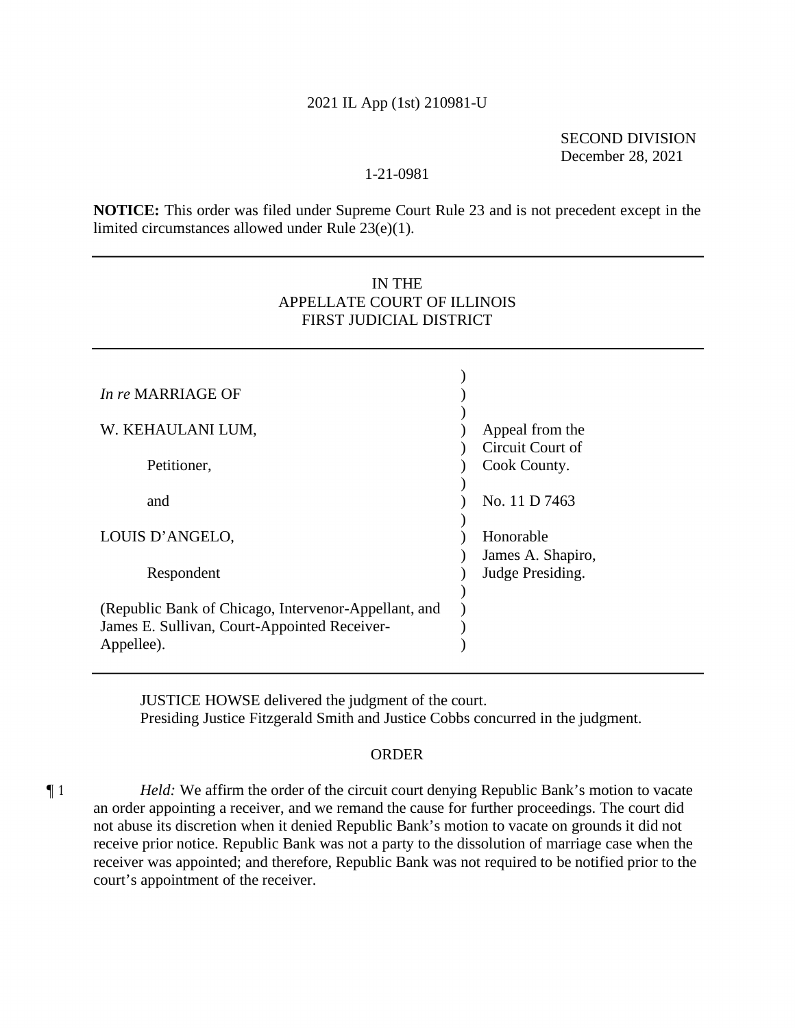2021 IL App (1st) 210981-U

SECOND DIVISION
December 28, 2021

1-21-0981

**NOTICE:** This order was filed under Supreme Court Rule 23 and is not precedent except in the limited circumstances allowed under Rule 23(e)(1).

---

IN THE
APPELLATE COURT OF ILLINOIS
FIRST JUDICIAL DISTRICT

---

| | |
|---|---|
| *In re* MARRIAGE OF | ) |
| W. KEHAULANI LUM, | ) Appeal from the |
| Petitioner, | ) Circuit Court of Cook County. |
| and | ) No. 11 D 7463 |
| LOUIS D'ANGELO, | ) Honorable |
| Respondent | ) James A. Shapiro, Judge Presiding. |
| (Republic Bank of Chicago, Intervenor-Appellant, and James E. Sullivan, Court-Appointed Receiver-Appellee). | ) |

---

JUSTICE HOWSE delivered the judgment of the court.
Presiding Justice Fitzgerald Smith and Justice Cobbs concurred in the judgment.

ORDER

¶ 1 *Held:* We affirm the order of the circuit court denying Republic Bank's motion to vacate an order appointing a receiver, and we remand the cause for further proceedings. The court did not abuse its discretion when it denied Republic Bank's motion to vacate on grounds it did not receive prior notice. Republic Bank was not a party to the dissolution of marriage case when the receiver was appointed; and therefore, Republic Bank was not required to be notified prior to the court's appointment of the receiver.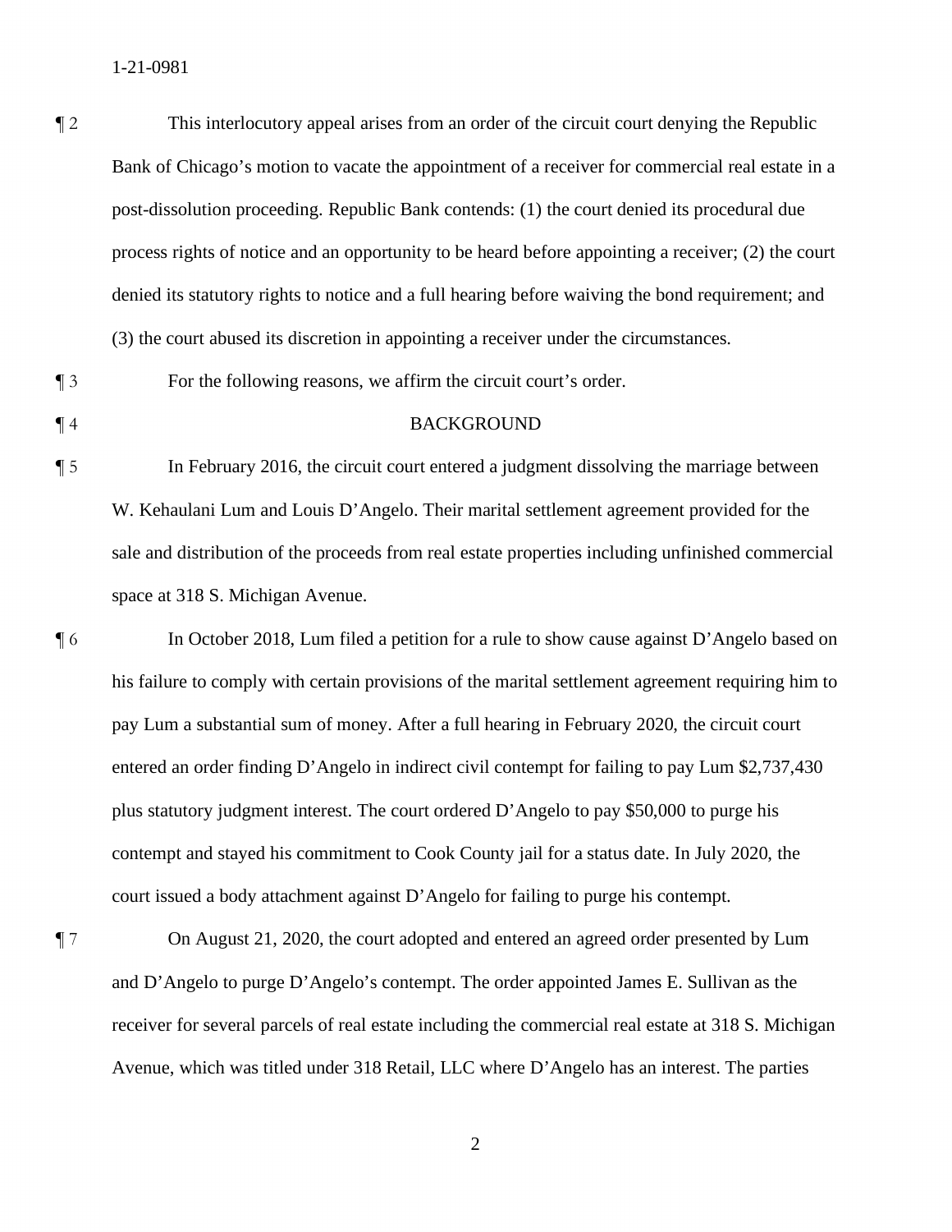¶ 2 This interlocutory appeal arises from an order of the circuit court denying the Republic Bank of Chicago's motion to vacate the appointment of a receiver for commercial real estate in a post-dissolution proceeding. Republic Bank contends: (1) the court denied its procedural due process rights of notice and an opportunity to be heard before appointing a receiver; (2) the court denied its statutory rights to notice and a full hearing before waiving the bond requirement; and (3) the court abused its discretion in appointing a receiver under the circumstances.

¶ 3 For the following reasons, we affirm the circuit court's order.

¶ 4 BACKGROUND

¶ 5 In February 2016, the circuit court entered a judgment dissolving the marriage between W. Kehaulani Lum and Louis D'Angelo. Their marital settlement agreement provided for the sale and distribution of the proceeds from real estate properties including unfinished commercial space at 318 S. Michigan Avenue.

¶ 6 In October 2018, Lum filed a petition for a rule to show cause against D'Angelo based on his failure to comply with certain provisions of the marital settlement agreement requiring him to pay Lum a substantial sum of money. After a full hearing in February 2020, the circuit court entered an order finding D'Angelo in indirect civil contempt for failing to pay Lum $2,737,430 plus statutory judgment interest. The court ordered D'Angelo to pay $50,000 to purge his contempt and stayed his commitment to Cook County jail for a status date. In July 2020, the court issued a body attachment against D'Angelo for failing to purge his contempt.

¶ 7 On August 21, 2020, the court adopted and entered an agreed order presented by Lum and D'Angelo to purge D'Angelo's contempt. The order appointed James E. Sullivan as the receiver for several parcels of real estate including the commercial real estate at 318 S. Michigan Avenue, which was titled under 318 Retail, LLC where D'Angelo has an interest. The parties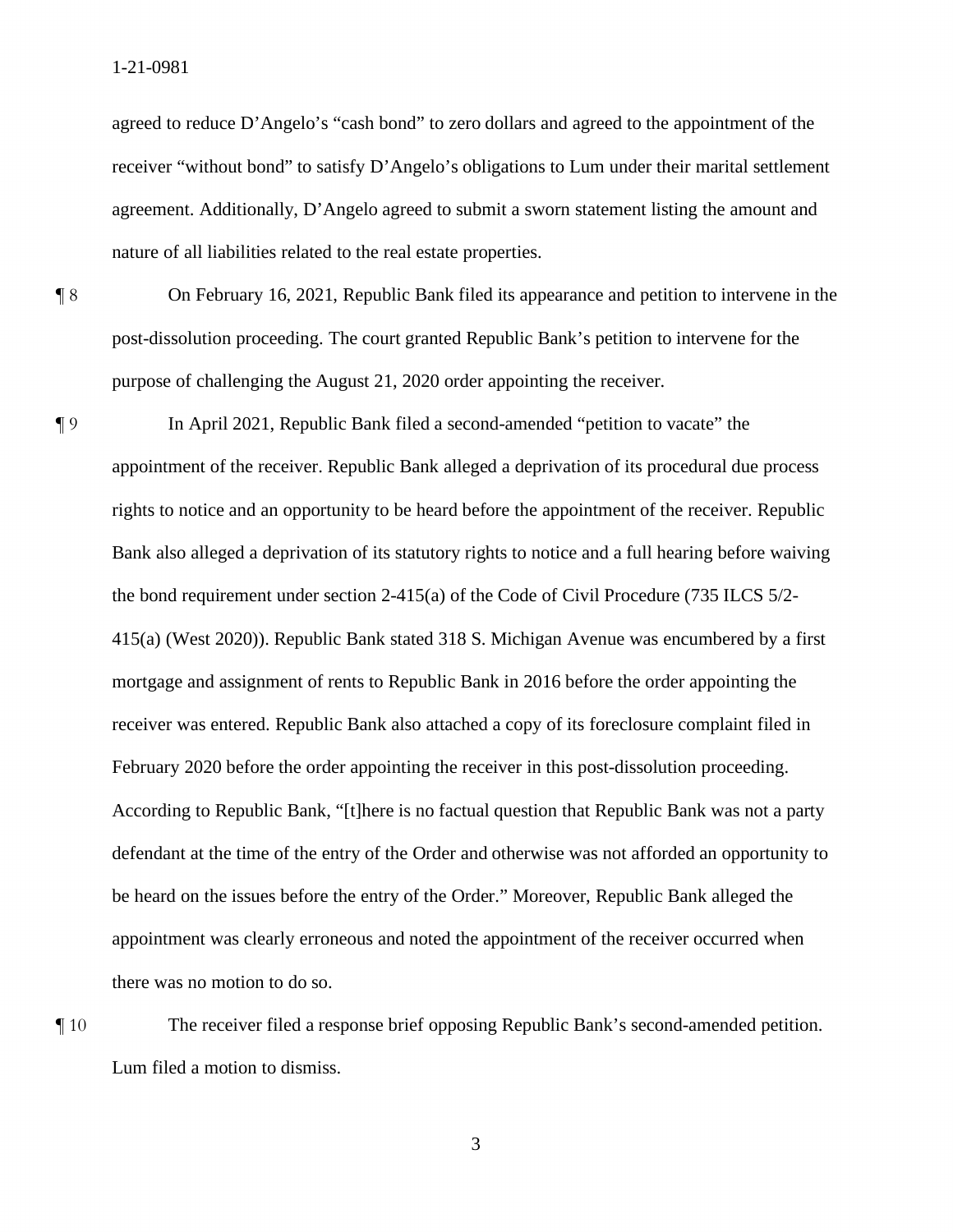agreed to reduce D'Angelo's "cash bond" to zero dollars and agreed to the appointment of the receiver "without bond" to satisfy D'Angelo's obligations to Lum under their marital settlement agreement. Additionally, D'Angelo agreed to submit a sworn statement listing the amount and nature of all liabilities related to the real estate properties.

¶ 8 On February 16, 2021, Republic Bank filed its appearance and petition to intervene in the post-dissolution proceeding. The court granted Republic Bank's petition to intervene for the purpose of challenging the August 21, 2020 order appointing the receiver.

¶ 9 In April 2021, Republic Bank filed a second-amended "petition to vacate" the appointment of the receiver. Republic Bank alleged a deprivation of its procedural due process rights to notice and an opportunity to be heard before the appointment of the receiver. Republic Bank also alleged a deprivation of its statutory rights to notice and a full hearing before waiving the bond requirement under section 2-415(a) of the Code of Civil Procedure (735 ILCS 5/2-415(a) (West 2020)). Republic Bank stated 318 S. Michigan Avenue was encumbered by a first mortgage and assignment of rents to Republic Bank in 2016 before the order appointing the receiver was entered. Republic Bank also attached a copy of its foreclosure complaint filed in February 2020 before the order appointing the receiver in this post-dissolution proceeding. According to Republic Bank, "[t]here is no factual question that Republic Bank was not a party defendant at the time of the entry of the Order and otherwise was not afforded an opportunity to be heard on the issues before the entry of the Order." Moreover, Republic Bank alleged the appointment was clearly erroneous and noted the appointment of the receiver occurred when there was no motion to do so.

¶ 10 The receiver filed a response brief opposing Republic Bank's second-amended petition. Lum filed a motion to dismiss.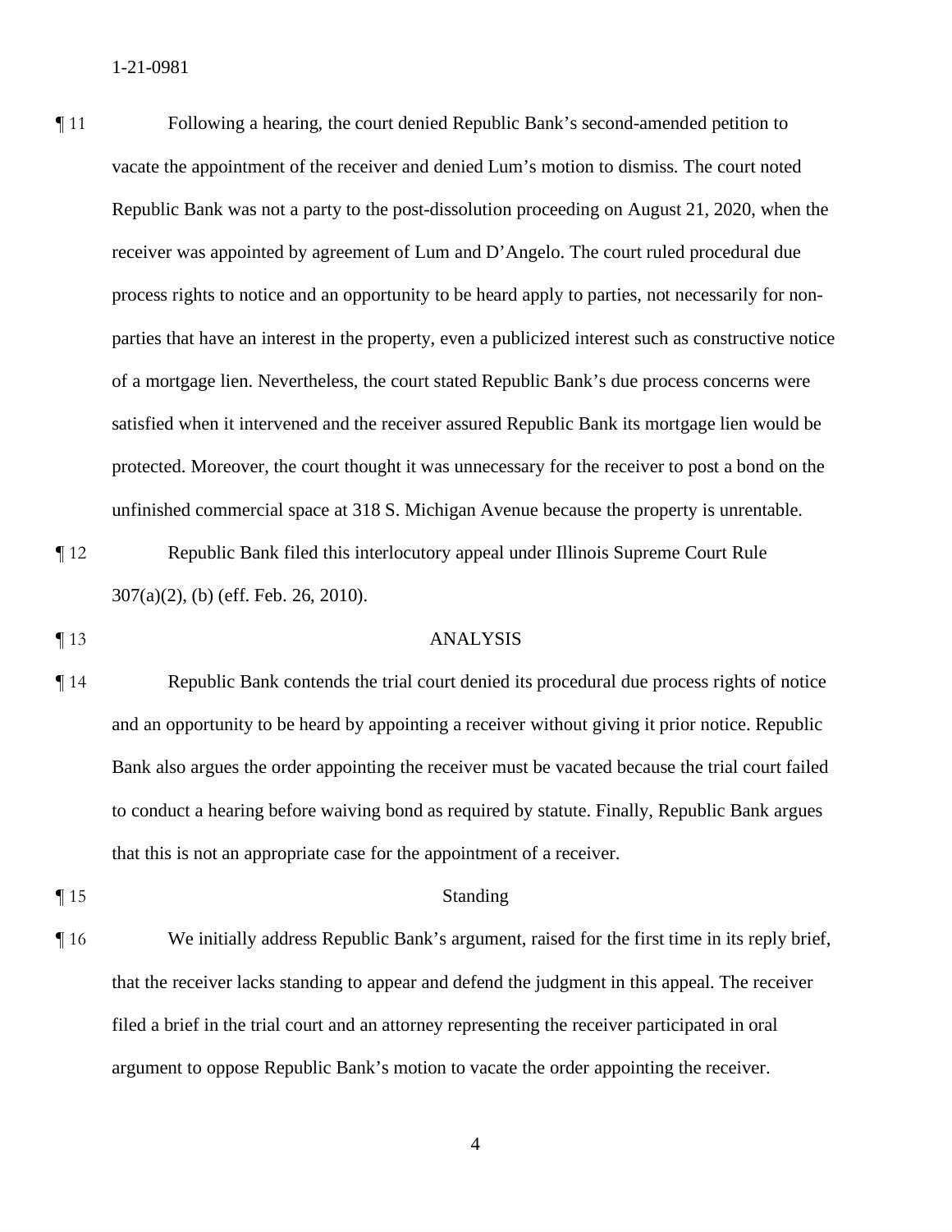¶ 11 Following a hearing, the court denied Republic Bank's second-amended petition to vacate the appointment of the receiver and denied Lum's motion to dismiss. The court noted Republic Bank was not a party to the post-dissolution proceeding on August 21, 2020, when the receiver was appointed by agreement of Lum and D'Angelo. The court ruled procedural due process rights to notice and an opportunity to be heard apply to parties, not necessarily for non-parties that have an interest in the property, even a publicized interest such as constructive notice of a mortgage lien. Nevertheless, the court stated Republic Bank's due process concerns were satisfied when it intervened and the receiver assured Republic Bank its mortgage lien would be protected. Moreover, the court thought it was unnecessary for the receiver to post a bond on the unfinished commercial space at 318 S. Michigan Avenue because the property is unrentable.

¶ 12 Republic Bank filed this interlocutory appeal under Illinois Supreme Court Rule 307(a)(2), (b) (eff. Feb. 26, 2010).

## ¶ 13 ANALYSIS

¶ 14 Republic Bank contends the trial court denied its procedural due process rights of notice and an opportunity to be heard by appointing a receiver without giving it prior notice. Republic Bank also argues the order appointing the receiver must be vacated because the trial court failed to conduct a hearing before waiving bond as required by statute. Finally, Republic Bank argues that this is not an appropriate case for the appointment of a receiver.

### ¶ 15 Standing

¶ 16 We initially address Republic Bank's argument, raised for the first time in its reply brief, that the receiver lacks standing to appear and defend the judgment in this appeal. The receiver filed a brief in the trial court and an attorney representing the receiver participated in oral argument to oppose Republic Bank's motion to vacate the order appointing the receiver.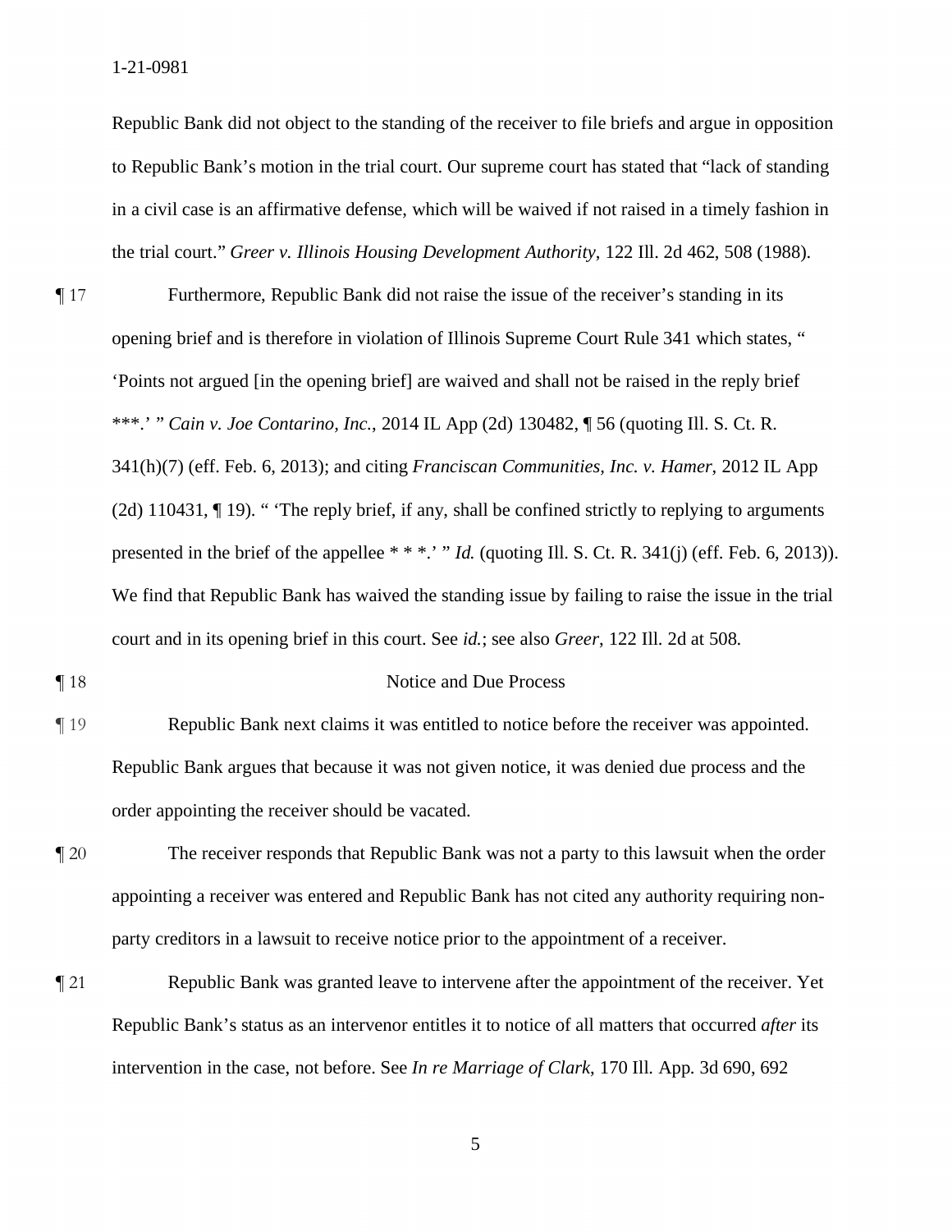Republic Bank did not object to the standing of the receiver to file briefs and argue in opposition to Republic Bank's motion in the trial court. Our supreme court has stated that "lack of standing in a civil case is an affirmative defense, which will be waived if not raised in a timely fashion in the trial court." *Greer v. Illinois Housing Development Authority*, 122 Ill. 2d 462, 508 (1988).

¶ 17 Furthermore, Republic Bank did not raise the issue of the receiver's standing in its opening brief and is therefore in violation of Illinois Supreme Court Rule 341 which states, " 'Points not argued [in the opening brief] are waived and shall not be raised in the reply brief ***.' " *Cain v. Joe Contarino, Inc.*, 2014 IL App (2d) 130482, ¶ 56 (quoting Ill. S. Ct. R. 341(h)(7) (eff. Feb. 6, 2013); and citing *Franciscan Communities, Inc. v. Hamer*, 2012 IL App (2d) 110431, ¶ 19). " 'The reply brief, if any, shall be confined strictly to replying to arguments presented in the brief of the appellee * * *.' " *Id.* (quoting Ill. S. Ct. R. 341(j) (eff. Feb. 6, 2013)). We find that Republic Bank has waived the standing issue by failing to raise the issue in the trial court and in its opening brief in this court. See *id.*; see also *Greer*, 122 Ill. 2d at 508.

¶ 18 Notice and Due Process

¶ 19 Republic Bank next claims it was entitled to notice before the receiver was appointed. Republic Bank argues that because it was not given notice, it was denied due process and the order appointing the receiver should be vacated.

¶ 20 The receiver responds that Republic Bank was not a party to this lawsuit when the order appointing a receiver was entered and Republic Bank has not cited any authority requiring non-party creditors in a lawsuit to receive notice prior to the appointment of a receiver.

¶ 21 Republic Bank was granted leave to intervene after the appointment of the receiver. Yet Republic Bank's status as an intervenor entitles it to notice of all matters that occurred *after* its intervention in the case, not before. See *In re Marriage of Clark*, 170 Ill. App. 3d 690, 692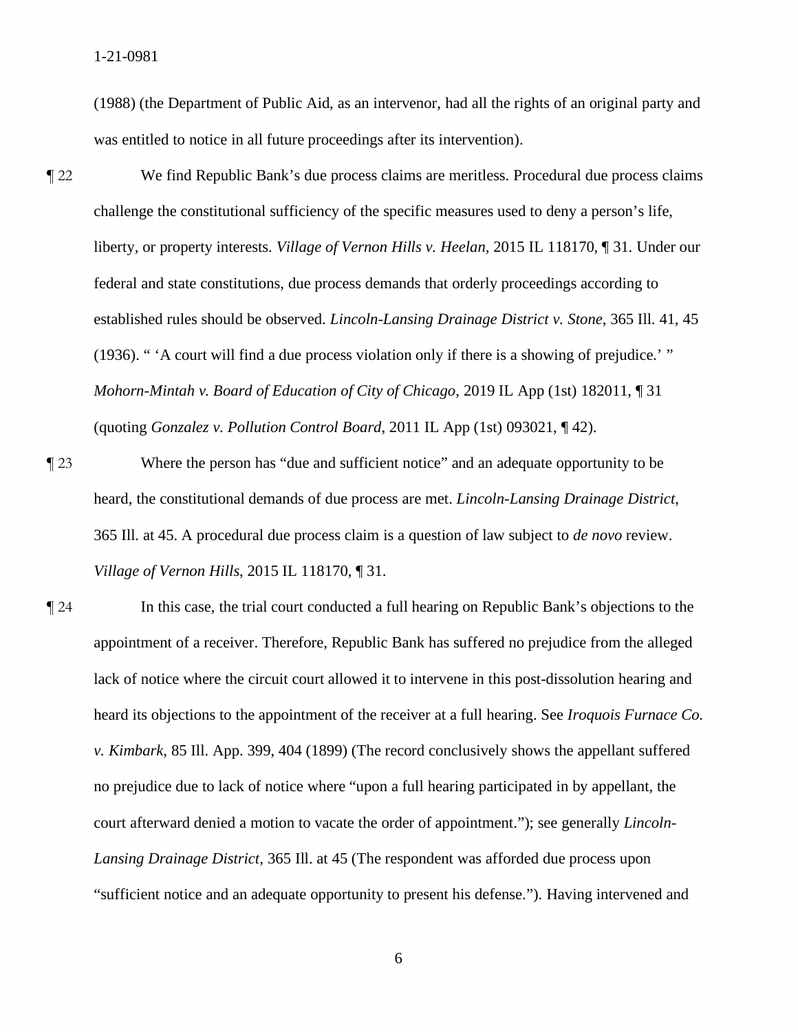(1988) (the Department of Public Aid, as an intervenor, had all the rights of an original party and was entitled to notice in all future proceedings after its intervention).

¶ 22 We find Republic Bank's due process claims are meritless. Procedural due process claims challenge the constitutional sufficiency of the specific measures used to deny a person's life, liberty, or property interests. *Village of Vernon Hills v. Heelan*, 2015 IL 118170, ¶ 31. Under our federal and state constitutions, due process demands that orderly proceedings according to established rules should be observed. *Lincoln-Lansing Drainage District v. Stone*, 365 Ill. 41, 45 (1936). " 'A court will find a due process violation only if there is a showing of prejudice.' " *Mohorn-Mintah v. Board of Education of City of Chicago*, 2019 IL App (1st) 182011, ¶ 31 (quoting *Gonzalez v. Pollution Control Board*, 2011 IL App (1st) 093021, ¶ 42).

¶ 23 Where the person has "due and sufficient notice" and an adequate opportunity to be heard, the constitutional demands of due process are met. *Lincoln-Lansing Drainage District*, 365 Ill. at 45. A procedural due process claim is a question of law subject to *de novo* review. *Village of Vernon Hills*, 2015 IL 118170, ¶ 31.

¶ 24 In this case, the trial court conducted a full hearing on Republic Bank's objections to the appointment of a receiver. Therefore, Republic Bank has suffered no prejudice from the alleged lack of notice where the circuit court allowed it to intervene in this post-dissolution hearing and heard its objections to the appointment of the receiver at a full hearing. See *Iroquois Furnace Co. v. Kimbark*, 85 Ill. App. 399, 404 (1899) (The record conclusively shows the appellant suffered no prejudice due to lack of notice where "upon a full hearing participated in by appellant, the court afterward denied a motion to vacate the order of appointment."); see generally *Lincoln-Lansing Drainage District*, 365 Ill. at 45 (The respondent was afforded due process upon "sufficient notice and an adequate opportunity to present his defense."). Having intervened and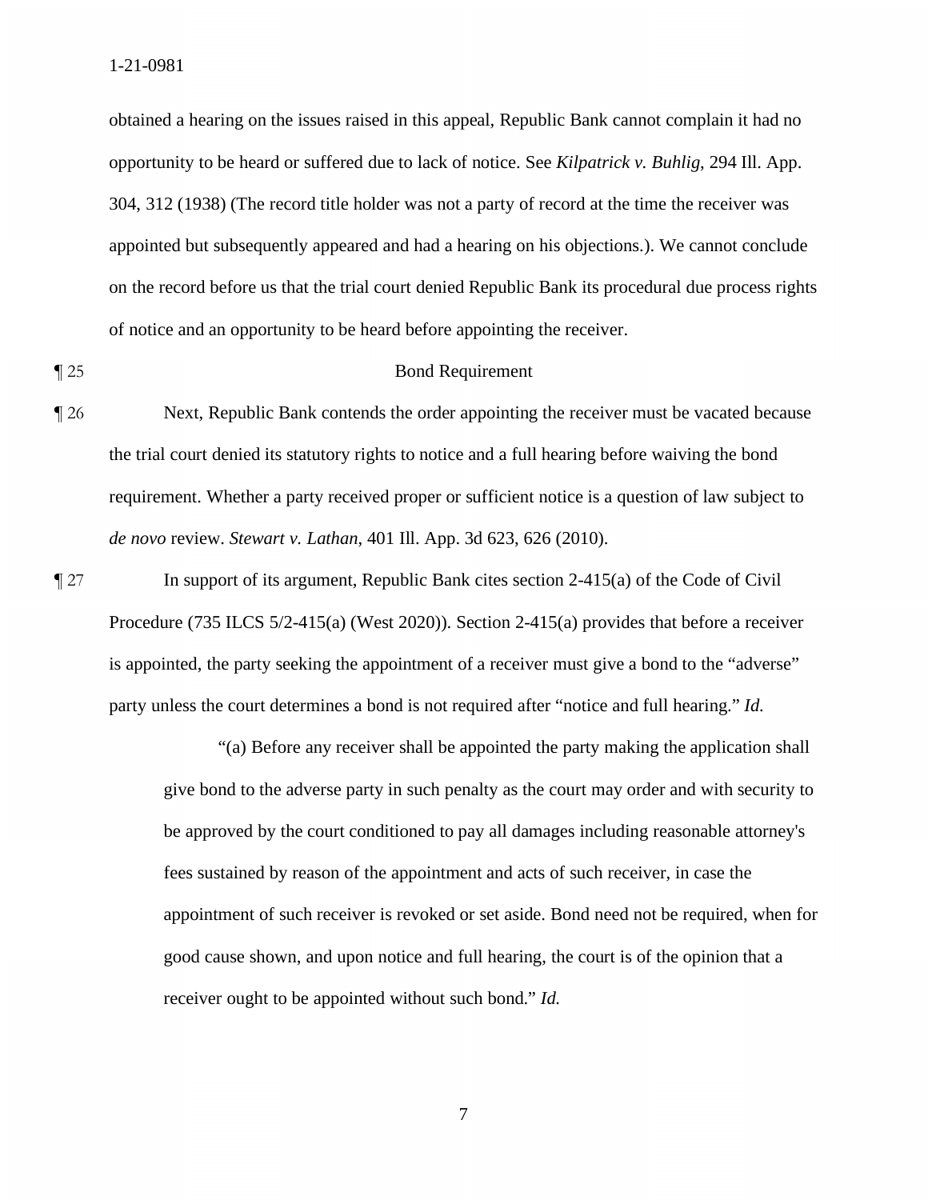obtained a hearing on the issues raised in this appeal, Republic Bank cannot complain it had no opportunity to be heard or suffered due to lack of notice. See *Kilpatrick v. Buhlig*, 294 Ill. App. 304, 312 (1938) (The record title holder was not a party of record at the time the receiver was appointed but subsequently appeared and had a hearing on his objections.). We cannot conclude on the record before us that the trial court denied Republic Bank its procedural due process rights of notice and an opportunity to be heard before appointing the receiver.

¶ 25 Bond Requirement

¶ 26 Next, Republic Bank contends the order appointing the receiver must be vacated because the trial court denied its statutory rights to notice and a full hearing before waiving the bond requirement. Whether a party received proper or sufficient notice is a question of law subject to *de novo* review. *Stewart v. Lathan*, 401 Ill. App. 3d 623, 626 (2010).

¶ 27 In support of its argument, Republic Bank cites section 2-415(a) of the Code of Civil Procedure (735 ILCS 5/2-415(a) (West 2020)). Section 2-415(a) provides that before a receiver is appointed, the party seeking the appointment of a receiver must give a bond to the "adverse" party unless the court determines a bond is not required after "notice and full hearing." *Id.*

> "(a) Before any receiver shall be appointed the party making the application shall give bond to the adverse party in such penalty as the court may order and with security to be approved by the court conditioned to pay all damages including reasonable attorney's fees sustained by reason of the appointment and acts of such receiver, in case the appointment of such receiver is revoked or set aside. Bond need not be required, when for good cause shown, and upon notice and full hearing, the court is of the opinion that a receiver ought to be appointed without such bond." *Id.*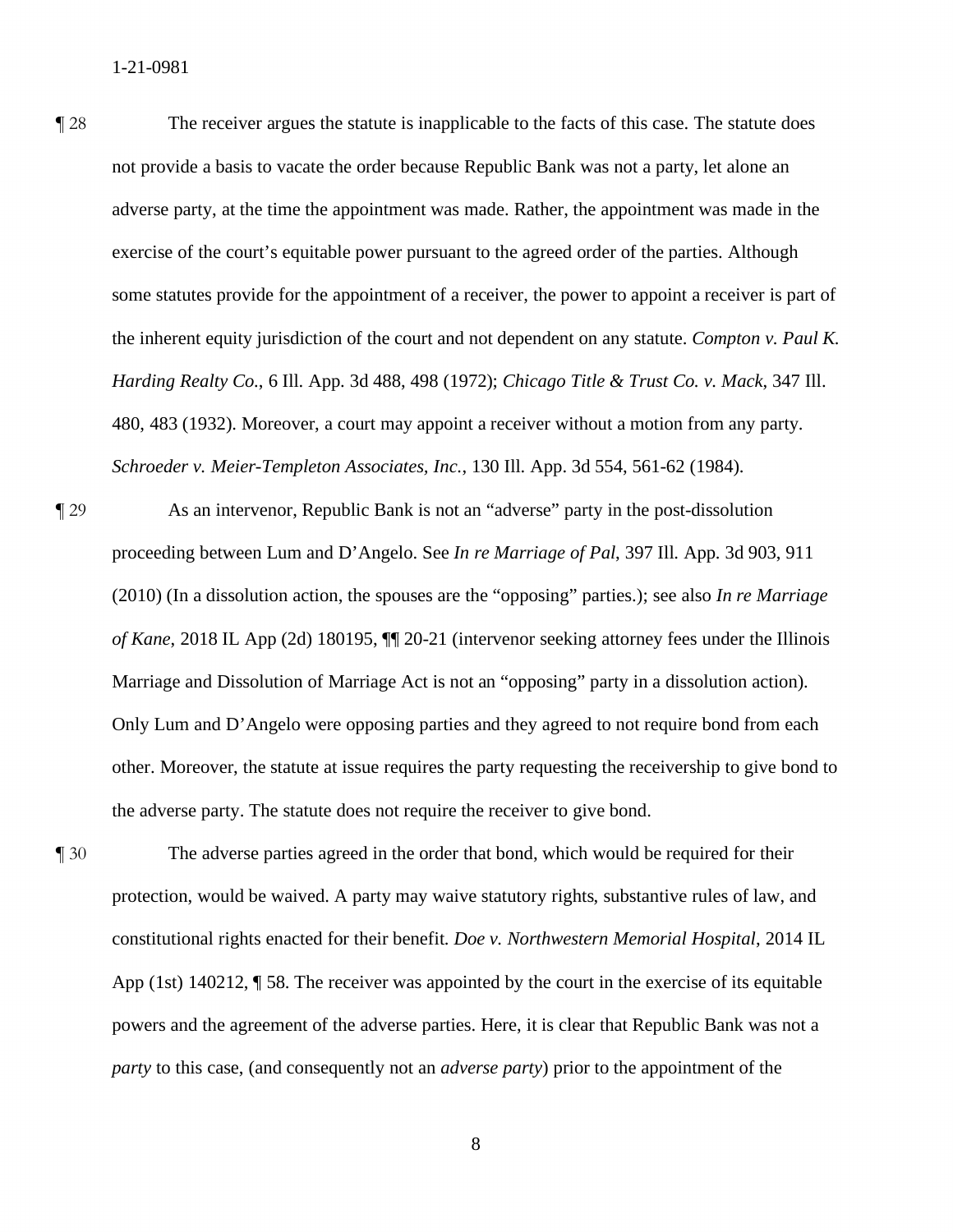¶ 28 The receiver argues the statute is inapplicable to the facts of this case. The statute does not provide a basis to vacate the order because Republic Bank was not a party, let alone an adverse party, at the time the appointment was made. Rather, the appointment was made in the exercise of the court's equitable power pursuant to the agreed order of the parties. Although some statutes provide for the appointment of a receiver, the power to appoint a receiver is part of the inherent equity jurisdiction of the court and not dependent on any statute. *Compton v. Paul K. Harding Realty Co.*, 6 Ill. App. 3d 488, 498 (1972); *Chicago Title & Trust Co. v. Mack*, 347 Ill. 480, 483 (1932). Moreover, a court may appoint a receiver without a motion from any party. *Schroeder v. Meier-Templeton Associates, Inc.*, 130 Ill. App. 3d 554, 561-62 (1984).

¶ 29 As an intervenor, Republic Bank is not an "adverse" party in the post-dissolution proceeding between Lum and D'Angelo. See *In re Marriage of Pal*, 397 Ill. App. 3d 903, 911 (2010) (In a dissolution action, the spouses are the "opposing" parties.); see also *In re Marriage of Kane*, 2018 IL App (2d) 180195, ¶¶ 20-21 (intervenor seeking attorney fees under the Illinois Marriage and Dissolution of Marriage Act is not an "opposing" party in a dissolution action). Only Lum and D'Angelo were opposing parties and they agreed to not require bond from each other. Moreover, the statute at issue requires the party requesting the receivership to give bond to the adverse party. The statute does not require the receiver to give bond.

¶ 30 The adverse parties agreed in the order that bond, which would be required for their protection, would be waived. A party may waive statutory rights, substantive rules of law, and constitutional rights enacted for their benefit. *Doe v. Northwestern Memorial Hospital*, 2014 IL App (1st) 140212, ¶ 58. The receiver was appointed by the court in the exercise of its equitable powers and the agreement of the adverse parties. Here, it is clear that Republic Bank was not a *party* to this case, (and consequently not an *adverse party*) prior to the appointment of the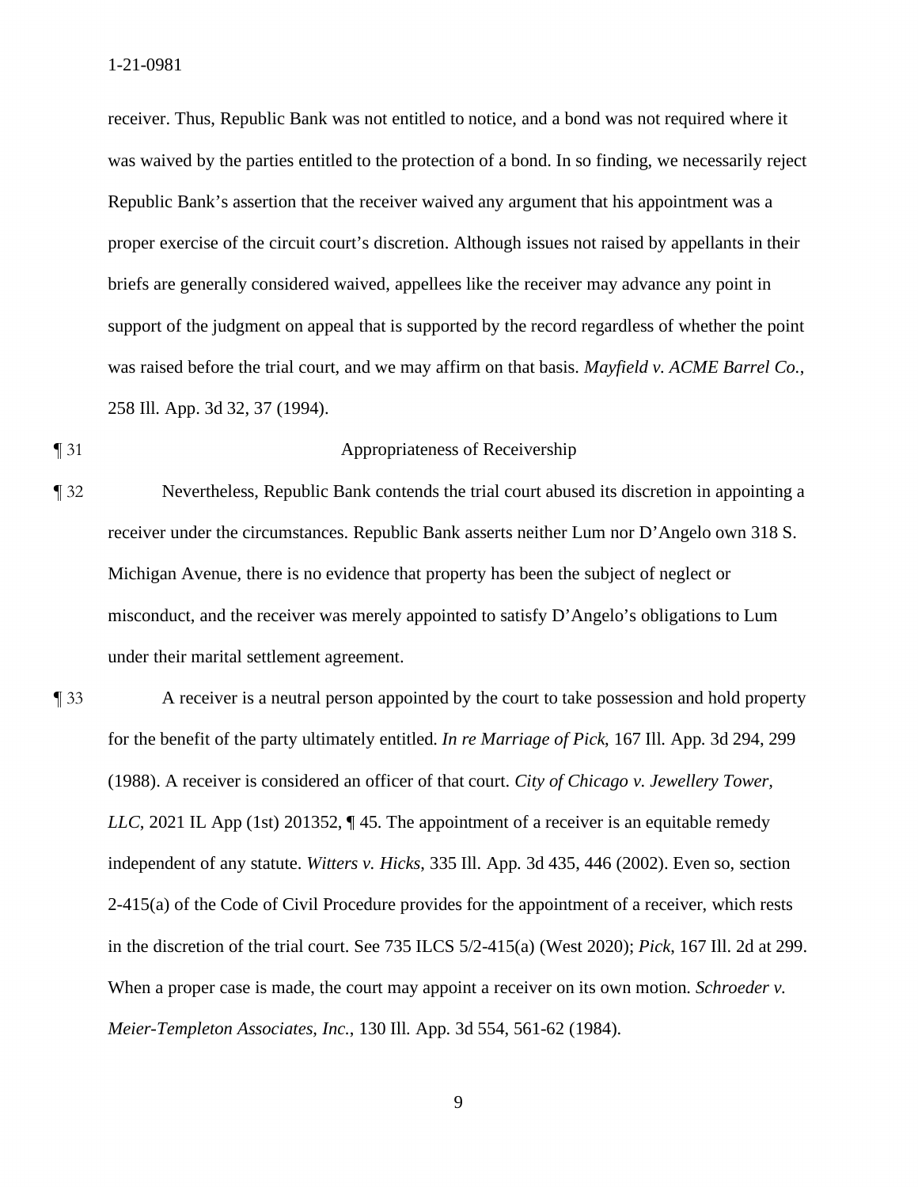receiver. Thus, Republic Bank was not entitled to notice, and a bond was not required where it was waived by the parties entitled to the protection of a bond. In so finding, we necessarily reject Republic Bank's assertion that the receiver waived any argument that his appointment was a proper exercise of the circuit court's discretion. Although issues not raised by appellants in their briefs are generally considered waived, appellees like the receiver may advance any point in support of the judgment on appeal that is supported by the record regardless of whether the point was raised before the trial court, and we may affirm on that basis. *Mayfield v. ACME Barrel Co.*, 258 Ill. App. 3d 32, 37 (1994).

¶ 31 Appropriateness of Receivership

¶ 32 Nevertheless, Republic Bank contends the trial court abused its discretion in appointing a receiver under the circumstances. Republic Bank asserts neither Lum nor D'Angelo own 318 S. Michigan Avenue, there is no evidence that property has been the subject of neglect or misconduct, and the receiver was merely appointed to satisfy D'Angelo's obligations to Lum under their marital settlement agreement.

¶ 33 A receiver is a neutral person appointed by the court to take possession and hold property for the benefit of the party ultimately entitled. *In re Marriage of Pick*, 167 Ill. App. 3d 294, 299 (1988). A receiver is considered an officer of that court. *City of Chicago v. Jewellery Tower, LLC*, 2021 IL App (1st) 201352, ¶ 45. The appointment of a receiver is an equitable remedy independent of any statute. *Witters v. Hicks*, 335 Ill. App. 3d 435, 446 (2002). Even so, section 2-415(a) of the Code of Civil Procedure provides for the appointment of a receiver, which rests in the discretion of the trial court. See 735 ILCS 5/2-415(a) (West 2020); *Pick*, 167 Ill. 2d at 299. When a proper case is made, the court may appoint a receiver on its own motion. *Schroeder v. Meier-Templeton Associates, Inc.*, 130 Ill. App. 3d 554, 561-62 (1984).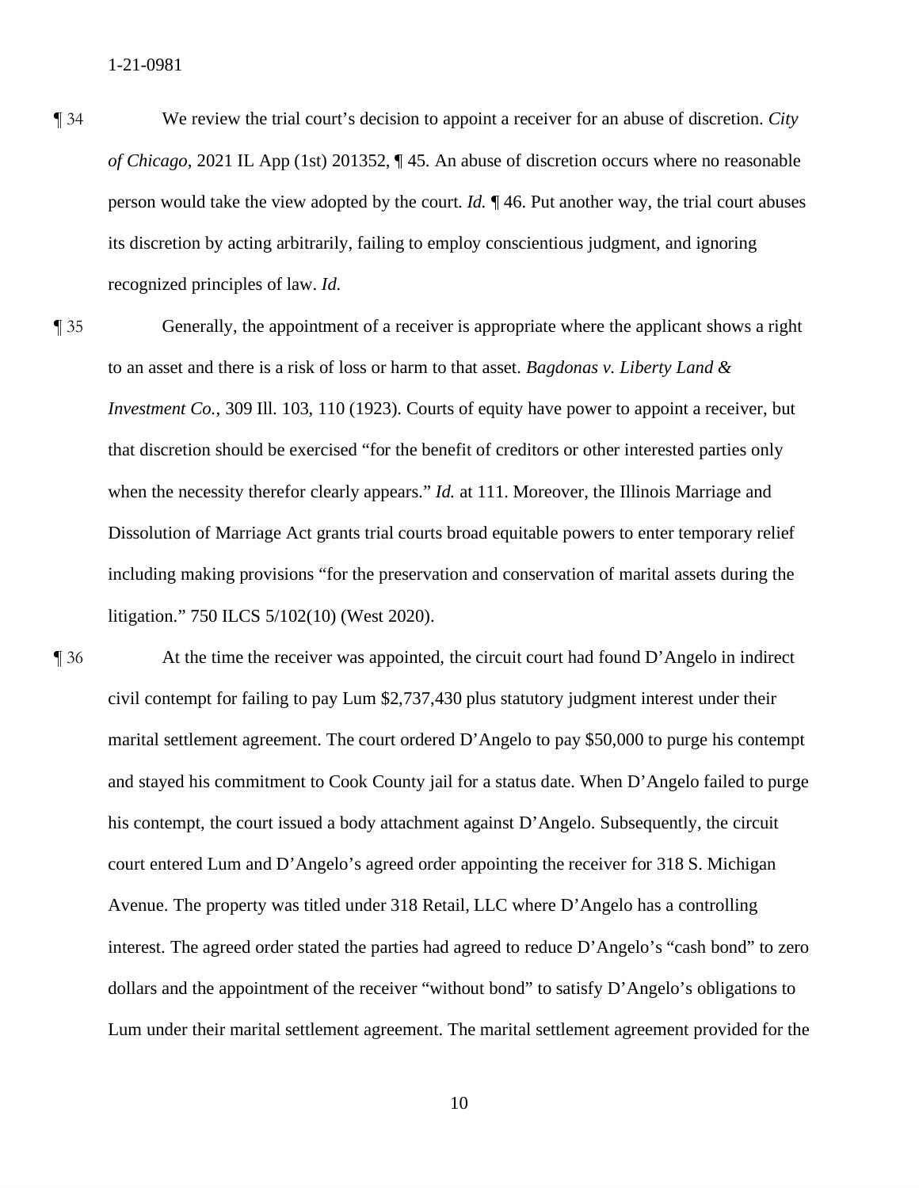¶ 34 We review the trial court's decision to appoint a receiver for an abuse of discretion. *City of Chicago*, 2021 IL App (1st) 201352, ¶ 45. An abuse of discretion occurs where no reasonable person would take the view adopted by the court. *Id.* ¶ 46. Put another way, the trial court abuses its discretion by acting arbitrarily, failing to employ conscientious judgment, and ignoring recognized principles of law. *Id.*

¶ 35 Generally, the appointment of a receiver is appropriate where the applicant shows a right to an asset and there is a risk of loss or harm to that asset. *Bagdonas v. Liberty Land & Investment Co.*, 309 Ill. 103, 110 (1923). Courts of equity have power to appoint a receiver, but that discretion should be exercised "for the benefit of creditors or other interested parties only when the necessity therefor clearly appears." *Id.* at 111. Moreover, the Illinois Marriage and Dissolution of Marriage Act grants trial courts broad equitable powers to enter temporary relief including making provisions "for the preservation and conservation of marital assets during the litigation." 750 ILCS 5/102(10) (West 2020).

¶ 36 At the time the receiver was appointed, the circuit court had found D'Angelo in indirect civil contempt for failing to pay Lum $2,737,430 plus statutory judgment interest under their marital settlement agreement. The court ordered D'Angelo to pay $50,000 to purge his contempt and stayed his commitment to Cook County jail for a status date. When D'Angelo failed to purge his contempt, the court issued a body attachment against D'Angelo. Subsequently, the circuit court entered Lum and D'Angelo's agreed order appointing the receiver for 318 S. Michigan Avenue. The property was titled under 318 Retail, LLC where D'Angelo has a controlling interest. The agreed order stated the parties had agreed to reduce D'Angelo's "cash bond" to zero dollars and the appointment of the receiver "without bond" to satisfy D'Angelo's obligations to Lum under their marital settlement agreement. The marital settlement agreement provided for the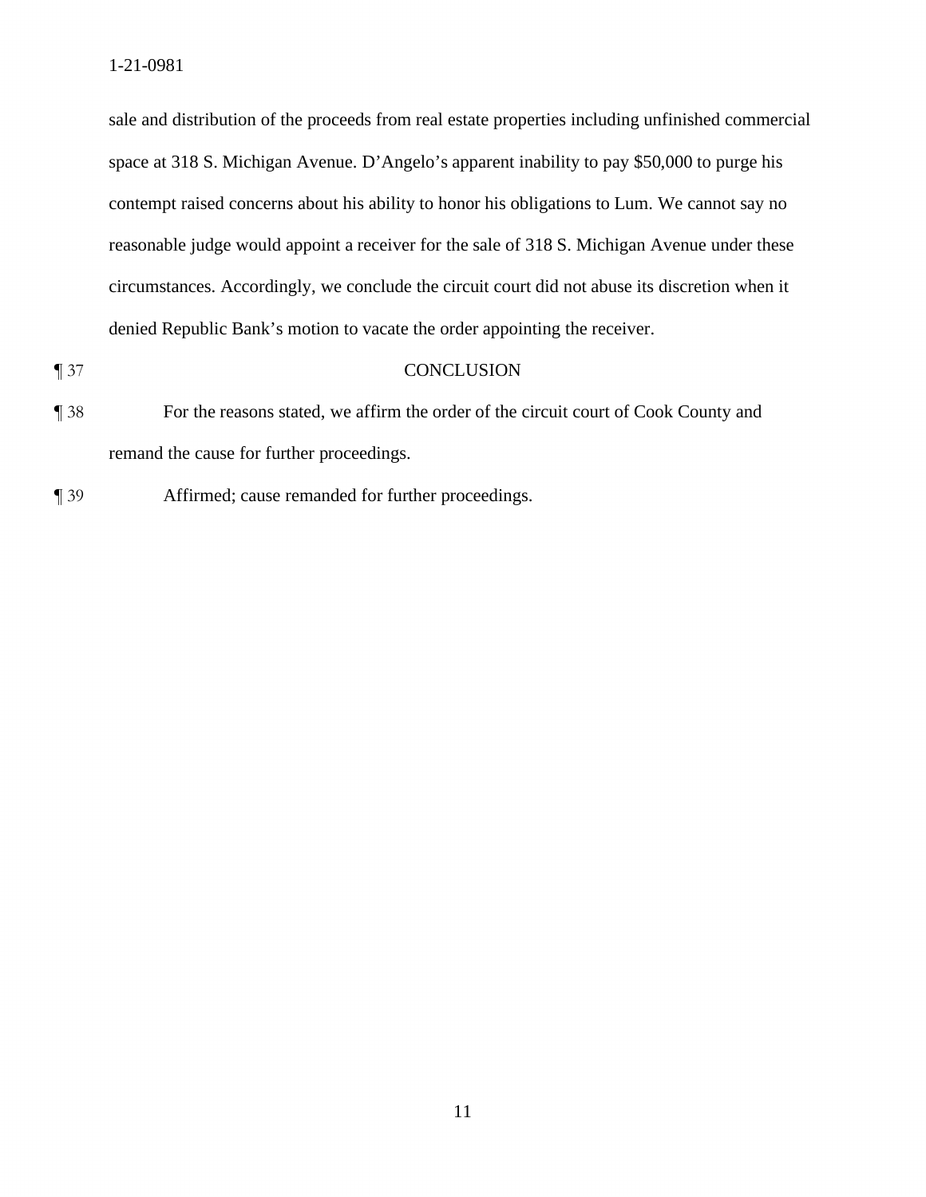sale and distribution of the proceeds from real estate properties including unfinished commercial space at 318 S. Michigan Avenue. D'Angelo's apparent inability to pay $50,000 to purge his contempt raised concerns about his ability to honor his obligations to Lum. We cannot say no reasonable judge would appoint a receiver for the sale of 318 S. Michigan Avenue under these circumstances. Accordingly, we conclude the circuit court did not abuse its discretion when it denied Republic Bank's motion to vacate the order appointing the receiver.

¶ 37 CONCLUSION

¶ 38 For the reasons stated, we affirm the order of the circuit court of Cook County and remand the cause for further proceedings.

¶ 39 Affirmed; cause remanded for further proceedings.